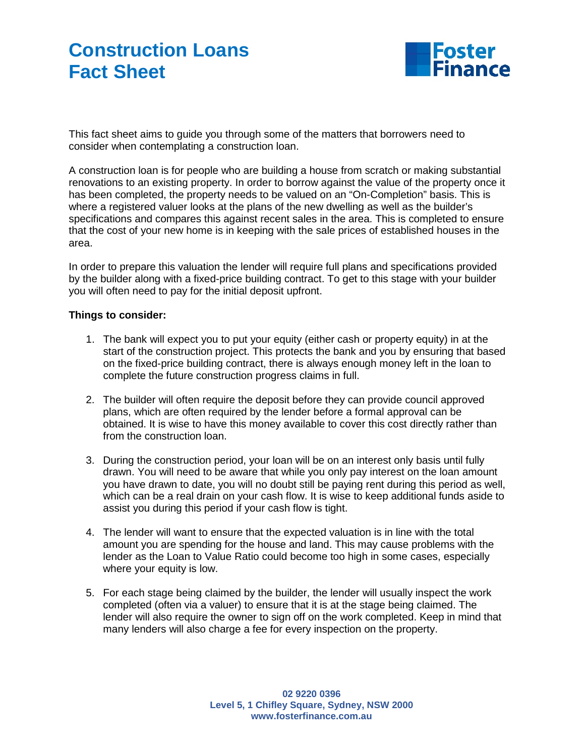# Construction Loans Fact Sheet

Foster Finance

This fact sheet aims to guide you through some of the matters that borrowers need to consider when contemplating a construction loan.

A construction loan is for people who are building a house from scratch or making substantial renovations to an existing property. In order to borrow against the value of the property once it has been completed, the property needs to be valued on an "On-Completion" basis. This is where a registered valuer looks at the plans of the new dwelling as well as the builder's specifications and compares this against recent sales in the area. This is completed to ensure that the cost of your new home is in keeping with the sale prices of established houses in the area.

In order to prepare this valuation the lender will require full plans and specifications provided by the builder along with a fixed-price building contract. To get to this stage with your builder you will often need to pay for the initial deposit upfront.

**Things to consider:**

1. The bank will expect you to put your equity (either cash or property equity) in at the start of the construction project. This protects the bank and you by ensuring that based on the fixed-price building contract, there is always enough money left in the loan to complete the future construction progress claims in full.

2. The builder will often require the deposit before they can provide council approved plans, which are often required by the lender before a formal approval can be obtained. It is wise to have this money available to cover this cost directly rather than from the construction loan.

3. During the construction period, your loan will be on an interest only basis until fully drawn. You will need to be aware that while you only pay interest on the loan amount you have drawn to date, you will no doubt still be paying rent during this period as well, which can be a real drain on your cash flow. It is wise to keep additional funds aside to assist you during this period if your cash flow is tight.

4. The lender will want to ensure that the expected valuation is in line with the total amount you are spending for the house and land. This may cause problems with the lender as the Loan to Value Ratio could become too high in some cases, especially where your equity is low.

5. For each stage being claimed by the builder, the lender will usually inspect the work completed (often via a valuer) to ensure that it is at the stage being claimed. The lender will also require the owner to sign off on the work completed. Keep in mind that many lenders will also charge a fee for every inspection on the property.

**02 9220 0396**
**Level 5, 1 Chifley Square, Sydney, NSW 2000**
**www.fosterfinance.com.au**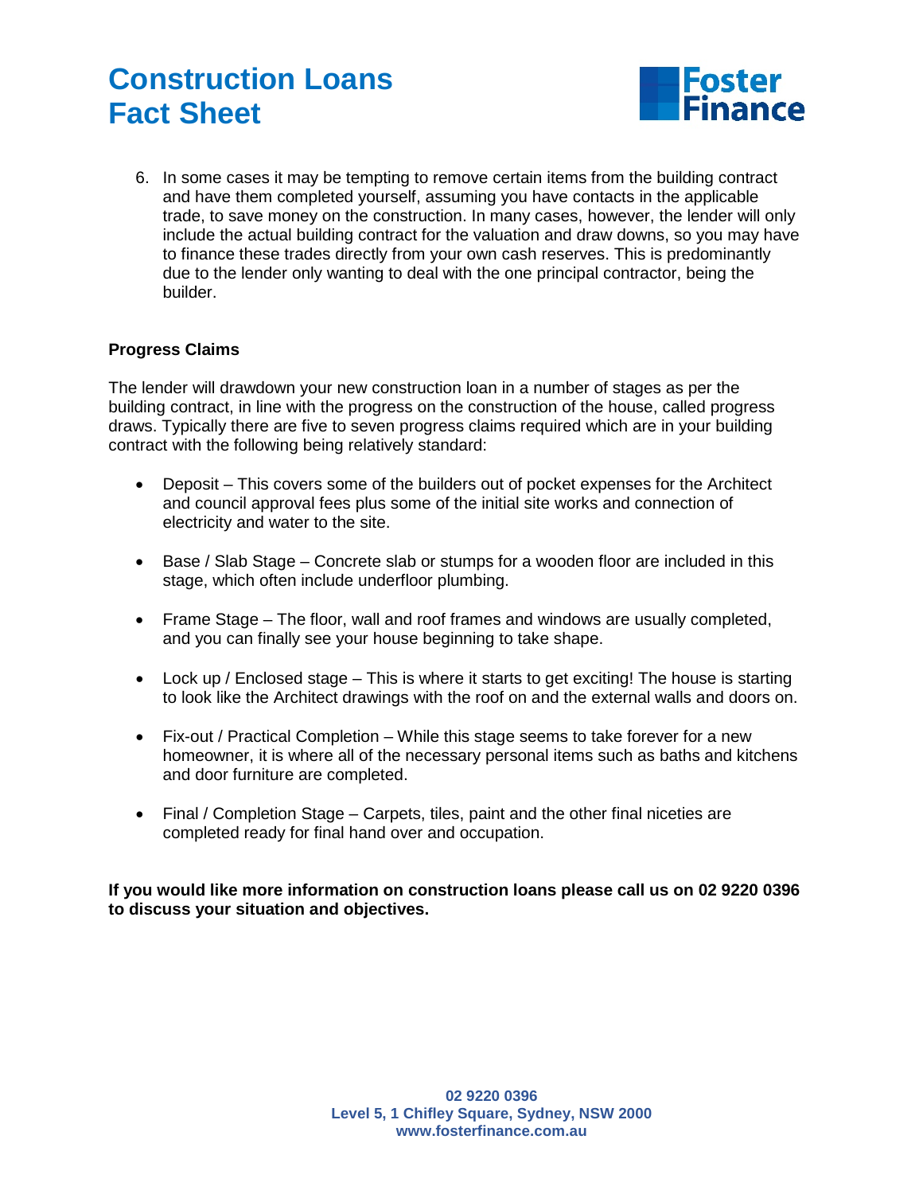6. In some cases it may be tempting to remove certain items from the building contract and have them completed yourself, assuming you have contacts in the applicable trade, to save money on the construction. In many cases, however, the lender will only include the actual building contract for the valuation and draw downs, so you may have to finance these trades directly from your own cash reserves. This is predominantly due to the lender only wanting to deal with the one principal contractor, being the builder.

**Progress Claims**

The lender will drawdown your new construction loan in a number of stages as per the building contract, in line with the progress on the construction of the house, called progress draws. Typically there are five to seven progress claims required which are in your building contract with the following being relatively standard:

- Deposit – This covers some of the builders out of pocket expenses for the Architect and council approval fees plus some of the initial site works and connection of electricity and water to the site.
- Base / Slab Stage – Concrete slab or stumps for a wooden floor are included in this stage, which often include underfloor plumbing.
- Frame Stage – The floor, wall and roof frames and windows are usually completed, and you can finally see your house beginning to take shape.
- Lock up / Enclosed stage – This is where it starts to get exciting! The house is starting to look like the Architect drawings with the roof on and the external walls and doors on.
- Fix-out / Practical Completion – While this stage seems to take forever for a new homeowner, it is where all of the necessary personal items such as baths and kitchens and door furniture are completed.
- Final / Completion Stage – Carpets, tiles, paint and the other final niceties are completed ready for final hand over and occupation.

**If you would like more information on construction loans please call us on 02 9220 0396 to discuss your situation and objectives.**